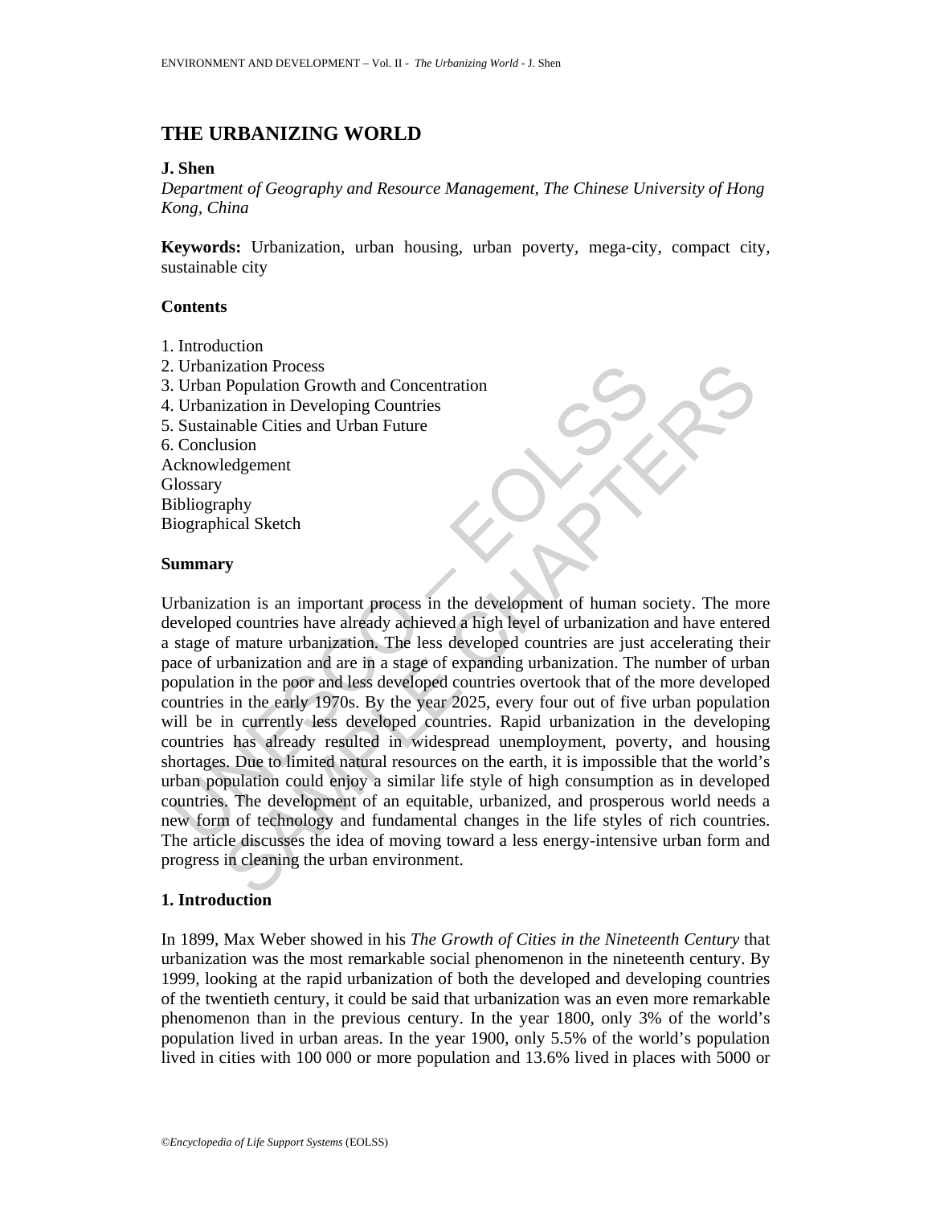# THE URBANIZING WORLD

**J. Shen**

*Department of Geography and Resource Management, The Chinese University of Hong Kong, China*

**Keywords:** Urbanization, urban housing, urban poverty, mega-city, compact city, sustainable city

**Contents**

1. Introduction
2. Urbanization Process
3. Urban Population Growth and Concentration
4. Urbanization in Developing Countries
5. Sustainable Cities and Urban Future
6. Conclusion

Acknowledgement
Glossary
Bibliography
Biographical Sketch

**Summary**

Urbanization is an important process in the development of human society. The more developed countries have already achieved a high level of urbanization and have entered a stage of mature urbanization. The less developed countries are just accelerating their pace of urbanization and are in a stage of expanding urbanization. The number of urban population in the poor and less developed countries overtook that of the more developed countries in the early 1970s. By the year 2025, every four out of five urban population will be in currently less developed countries. Rapid urbanization in the developing countries has already resulted in widespread unemployment, poverty, and housing shortages. Due to limited natural resources on the earth, it is impossible that the world's urban population could enjoy a similar life style of high consumption as in developed countries. The development of an equitable, urbanized, and prosperous world needs a new form of technology and fundamental changes in the life styles of rich countries. The article discusses the idea of moving toward a less energy-intensive urban form and progress in cleaning the urban environment.

## 1. Introduction

In 1899, Max Weber showed in his *The Growth of Cities in the Nineteenth Century* that urbanization was the most remarkable social phenomenon in the nineteenth century. By 1999, looking at the rapid urbanization of both the developed and developing countries of the twentieth century, it could be said that urbanization was an even more remarkable phenomenon than in the previous century. In the year 1800, only 3% of the world's population lived in urban areas. In the year 1900, only 5.5% of the world's population lived in cities with 100 000 or more population and 13.6% lived in places with 5000 or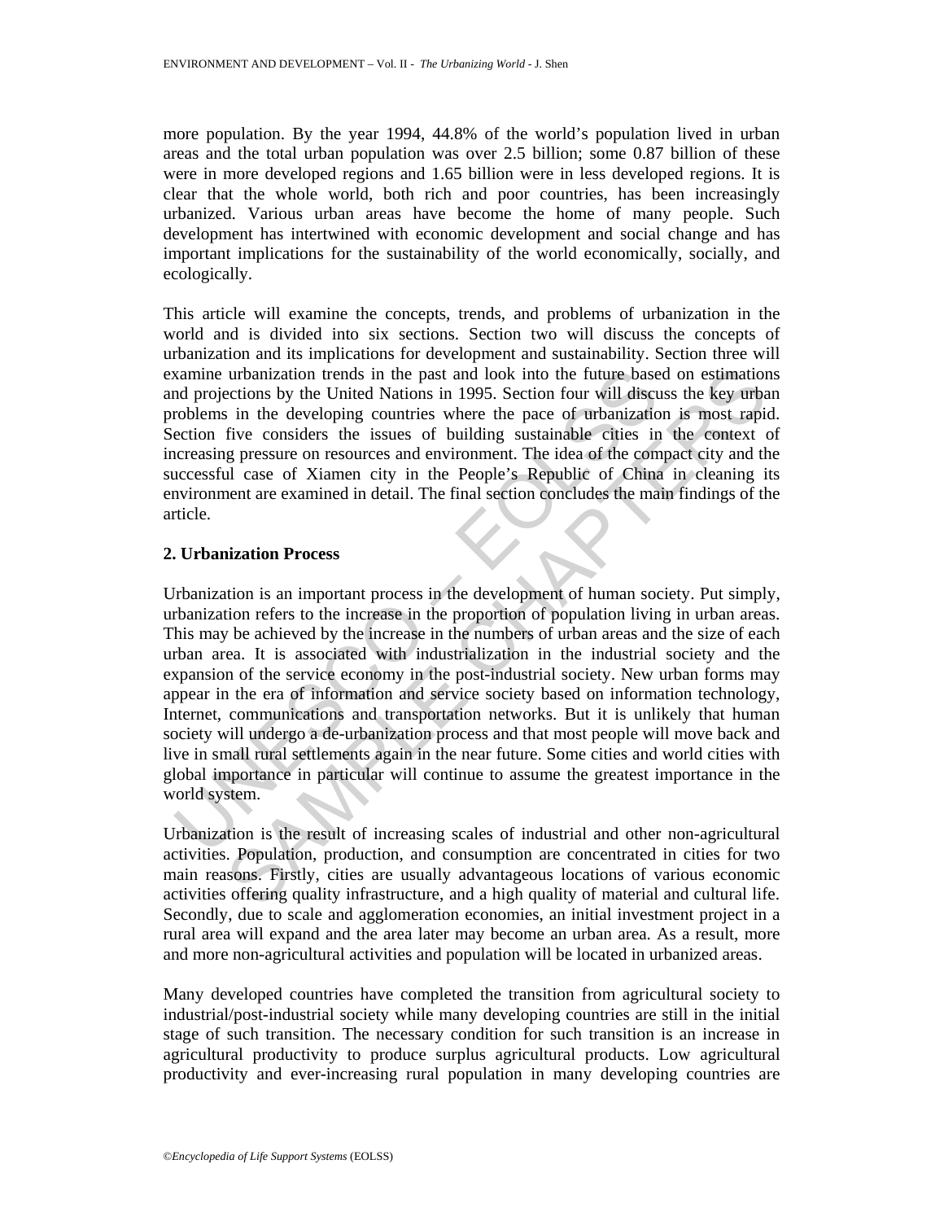more population. By the year 1994, 44.8% of the world's population lived in urban areas and the total urban population was over 2.5 billion; some 0.87 billion of these were in more developed regions and 1.65 billion were in less developed regions. It is clear that the whole world, both rich and poor countries, has been increasingly urbanized. Various urban areas have become the home of many people. Such development has intertwined with economic development and social change and has important implications for the sustainability of the world economically, socially, and ecologically.

This article will examine the concepts, trends, and problems of urbanization in the world and is divided into six sections. Section two will discuss the concepts of urbanization and its implications for development and sustainability. Section three will examine urbanization trends in the past and look into the future based on estimations and projections by the United Nations in 1995. Section four will discuss the key urban problems in the developing countries where the pace of urbanization is most rapid. Section five considers the issues of building sustainable cities in the context of increasing pressure on resources and environment. The idea of the compact city and the successful case of Xiamen city in the People's Republic of China in cleaning its environment are examined in detail. The final section concludes the main findings of the article.

## 2. Urbanization Process

Urbanization is an important process in the development of human society. Put simply, urbanization refers to the increase in the proportion of population living in urban areas. This may be achieved by the increase in the numbers of urban areas and the size of each urban area. It is associated with industrialization in the industrial society and the expansion of the service economy in the post-industrial society. New urban forms may appear in the era of information and service society based on information technology, Internet, communications and transportation networks. But it is unlikely that human society will undergo a de-urbanization process and that most people will move back and live in small rural settlements again in the near future. Some cities and world cities with global importance in particular will continue to assume the greatest importance in the world system.

Urbanization is the result of increasing scales of industrial and other non-agricultural activities. Population, production, and consumption are concentrated in cities for two main reasons. Firstly, cities are usually advantageous locations of various economic activities offering quality infrastructure, and a high quality of material and cultural life. Secondly, due to scale and agglomeration economies, an initial investment project in a rural area will expand and the area later may become an urban area. As a result, more and more non-agricultural activities and population will be located in urbanized areas.

Many developed countries have completed the transition from agricultural society to industrial/post-industrial society while many developing countries are still in the initial stage of such transition. The necessary condition for such transition is an increase in agricultural productivity to produce surplus agricultural products. Low agricultural productivity and ever-increasing rural population in many developing countries are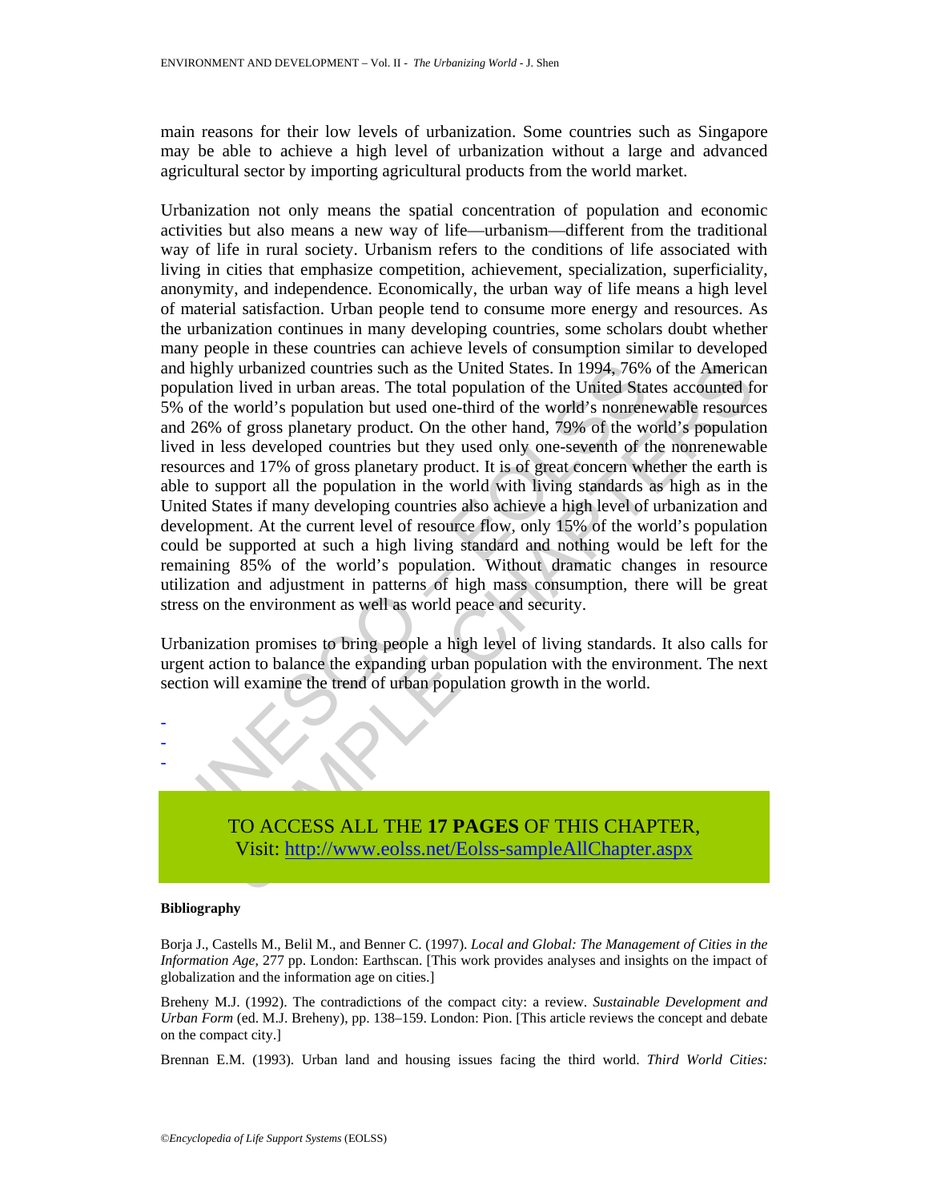main reasons for their low levels of urbanization. Some countries such as Singapore may be able to achieve a high level of urbanization without a large and advanced agricultural sector by importing agricultural products from the world market.

Urbanization not only means the spatial concentration of population and economic activities but also means a new way of life—urbanism—different from the traditional way of life in rural society. Urbanism refers to the conditions of life associated with living in cities that emphasize competition, achievement, specialization, superficiality, anonymity, and independence. Economically, the urban way of life means a high level of material satisfaction. Urban people tend to consume more energy and resources. As the urbanization continues in many developing countries, some scholars doubt whether many people in these countries can achieve levels of consumption similar to developed and highly urbanized countries such as the United States. In 1994, 76% of the American population lived in urban areas. The total population of the United States accounted for 5% of the world's population but used one-third of the world's nonrenewable resources and 26% of gross planetary product. On the other hand, 79% of the world's population lived in less developed countries but they used only one-seventh of the nonrenewable resources and 17% of gross planetary product. It is of great concern whether the earth is able to support all the population in the world with living standards as high as in the United States if many developing countries also achieve a high level of urbanization and development. At the current level of resource flow, only 15% of the world's population could be supported at such a high living standard and nothing would be left for the remaining 85% of the world's population. Without dramatic changes in resource utilization and adjustment in patterns of high mass consumption, there will be great stress on the environment as well as world peace and security.

Urbanization promises to bring people a high level of living standards. It also calls for urgent action to balance the expanding urban population with the environment. The next section will examine the trend of urban population growth in the world.

-
-
-

TO ACCESS ALL THE **17 PAGES** OF THIS CHAPTER,
Visit: http://www.eolss.net/Eolss-sampleAllChapter.aspx

**Bibliography**

Borja J., Castells M., Belil M., and Benner C. (1997). *Local and Global: The Management of Cities in the Information Age*, 277 pp. London: Earthscan. [This work provides analyses and insights on the impact of globalization and the information age on cities.]

Breheny M.J. (1992). The contradictions of the compact city: a review. *Sustainable Development and Urban Form* (ed. M.J. Breheny), pp. 138–159. London: Pion. [This article reviews the concept and debate on the compact city.]

Brennan E.M. (1993). Urban land and housing issues facing the third world. *Third World Cities:*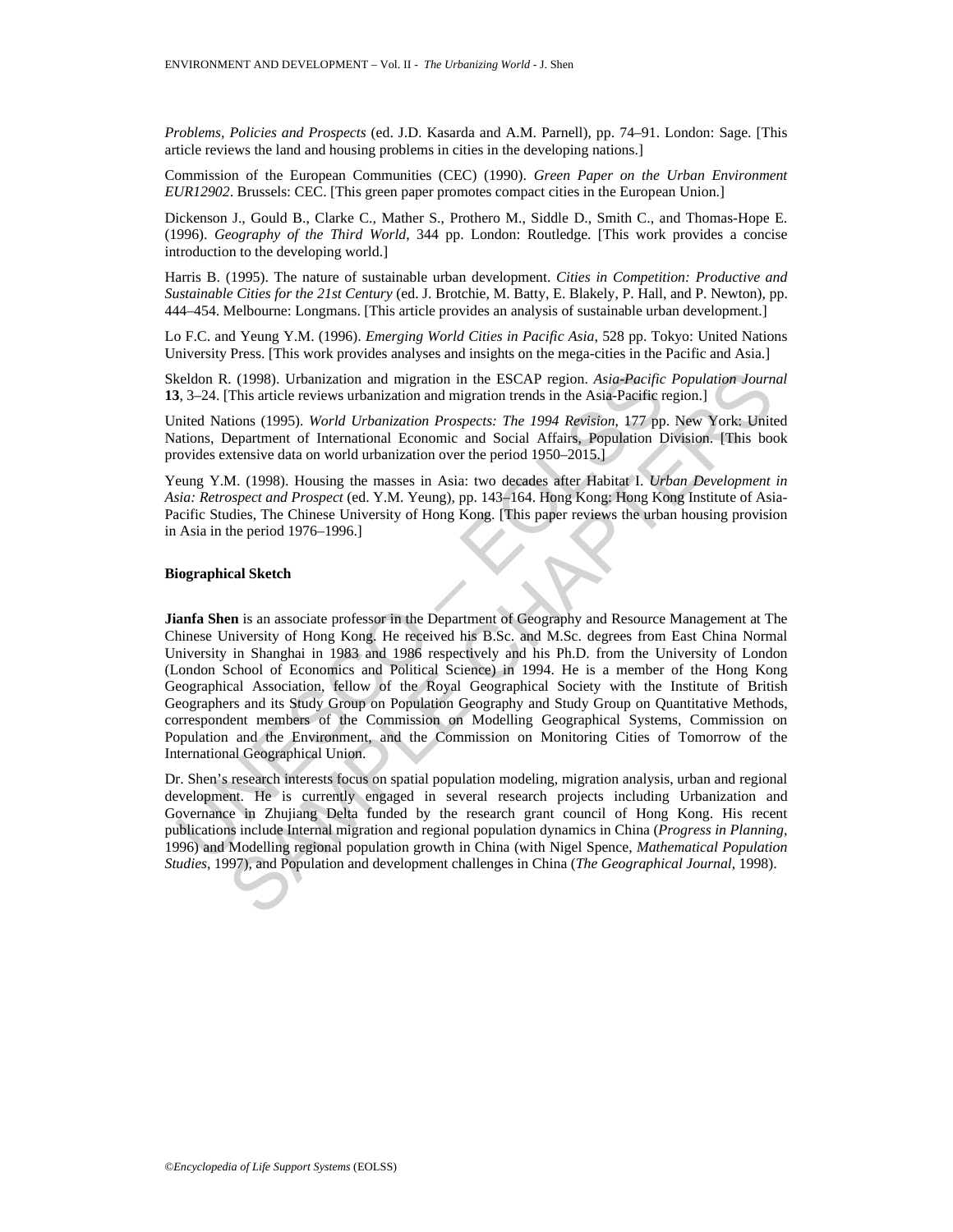*Problems, Policies and Prospects* (ed. J.D. Kasarda and A.M. Parnell), pp. 74–91. London: Sage. [This article reviews the land and housing problems in cities in the developing nations.]

Commission of the European Communities (CEC) (1990). *Green Paper on the Urban Environment EUR12902*. Brussels: CEC. [This green paper promotes compact cities in the European Union.]

Dickenson J., Gould B., Clarke C., Mather S., Prothero M., Siddle D., Smith C., and Thomas-Hope E. (1996). *Geography of the Third World*, 344 pp. London: Routledge. [This work provides a concise introduction to the developing world.]

Harris B. (1995). The nature of sustainable urban development. *Cities in Competition: Productive and Sustainable Cities for the 21st Century* (ed. J. Brotchie, M. Batty, E. Blakely, P. Hall, and P. Newton), pp. 444–454. Melbourne: Longmans. [This article provides an analysis of sustainable urban development.]

Lo F.C. and Yeung Y.M. (1996). *Emerging World Cities in Pacific Asia*, 528 pp. Tokyo: United Nations University Press. [This work provides analyses and insights on the mega-cities in the Pacific and Asia.]

Skeldon R. (1998). Urbanization and migration in the ESCAP region. *Asia-Pacific Population Journal* **13**, 3–24. [This article reviews urbanization and migration trends in the Asia-Pacific region.]

United Nations (1995). *World Urbanization Prospects: The 1994 Revision*, 177 pp. New York: United Nations, Department of International Economic and Social Affairs, Population Division. [This book provides extensive data on world urbanization over the period 1950–2015.]

Yeung Y.M. (1998). Housing the masses in Asia: two decades after Habitat I. *Urban Development in Asia: Retrospect and Prospect* (ed. Y.M. Yeung), pp. 143–164. Hong Kong: Hong Kong Institute of Asia-Pacific Studies, The Chinese University of Hong Kong. [This paper reviews the urban housing provision in Asia in the period 1976–1996.]

## Biographical Sketch

**Jianfa Shen** is an associate professor in the Department of Geography and Resource Management at The Chinese University of Hong Kong. He received his B.Sc. and M.Sc. degrees from East China Normal University in Shanghai in 1983 and 1986 respectively and his Ph.D. from the University of London (London School of Economics and Political Science) in 1994. He is a member of the Hong Kong Geographical Association, fellow of the Royal Geographical Society with the Institute of British Geographers and its Study Group on Population Geography and Study Group on Quantitative Methods, correspondent members of the Commission on Modelling Geographical Systems, Commission on Population and the Environment, and the Commission on Monitoring Cities of Tomorrow of the International Geographical Union.

Dr. Shen's research interests focus on spatial population modeling, migration analysis, urban and regional development. He is currently engaged in several research projects including Urbanization and Governance in Zhujiang Delta funded by the research grant council of Hong Kong. His recent publications include Internal migration and regional population dynamics in China (*Progress in Planning*, 1996) and Modelling regional population growth in China (with Nigel Spence, *Mathematical Population Studies*, 1997), and Population and development challenges in China (*The Geographical Journal*, 1998).